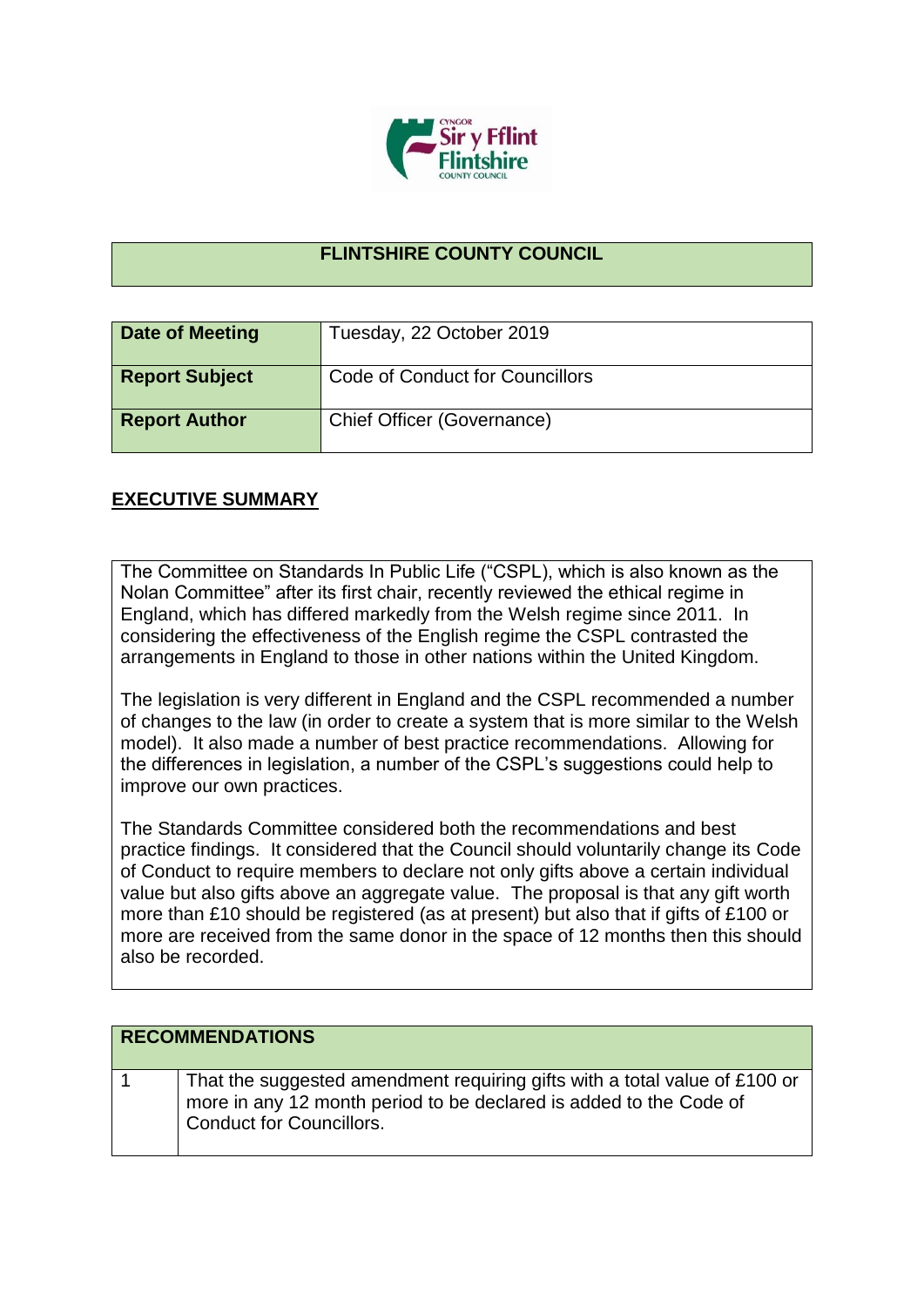# FLINTSHIRE COUNTY COUNCIL

| Date of Meeting | Tuesday, 22 October 2019 |
|---|---|
| Report Subject | Code of Conduct for Councillors |
| Report Author | Chief Officer (Governance) |

## EXECUTIVE SUMMARY

The Committee on Standards In Public Life ("CSPL), which is also known as the Nolan Committee" after its first chair, recently reviewed the ethical regime in England, which has differed markedly from the Welsh regime since 2011. In considering the effectiveness of the English regime the CSPL contrasted the arrangements in England to those in other nations within the United Kingdom.

The legislation is very different in England and the CSPL recommended a number of changes to the law (in order to create a system that is more similar to the Welsh model). It also made a number of best practice recommendations. Allowing for the differences in legislation, a number of the CSPL's suggestions could help to improve our own practices.

The Standards Committee considered both the recommendations and best practice findings. It considered that the Council should voluntarily change its Code of Conduct to require members to declare not only gifts above a certain individual value but also gifts above an aggregate value. The proposal is that any gift worth more than £10 should be registered (as at present) but also that if gifts of £100 or more are received from the same donor in the space of 12 months then this should also be recorded.

| RECOMMENDATIONS | |
|---|---|
| 1 | That the suggested amendment requiring gifts with a total value of £100 or more in any 12 month period to be declared is added to the Code of Conduct for Councillors. |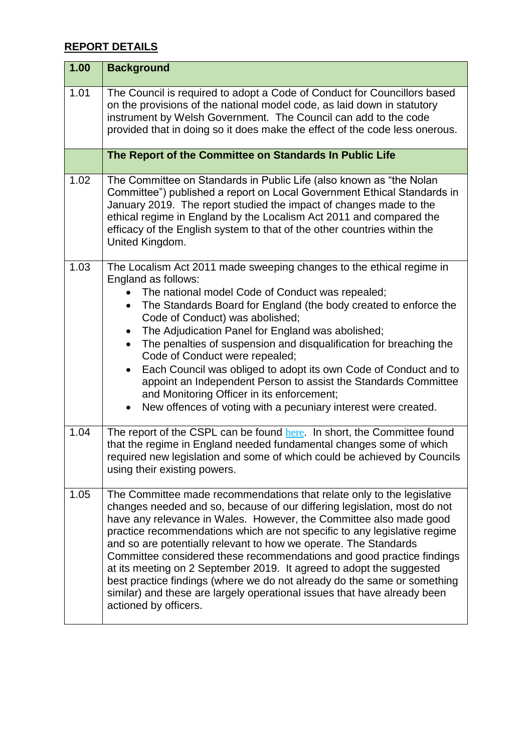## REPORT DETAILS

| 1.00 | **Background** |
|---|---|
| 1.01 | The Council is required to adopt a Code of Conduct for Councillors based on the provisions of the national model code, as laid down in statutory instrument by Welsh Government. The Council can add to the code provided that in doing so it does make the effect of the code less onerous. |
| | **The Report of the Committee on Standards In Public Life** |
| 1.02 | The Committee on Standards in Public Life (also known as "the Nolan Committee") published a report on Local Government Ethical Standards in January 2019. The report studied the impact of changes made to the ethical regime in England by the Localism Act 2011 and compared the efficacy of the English system to that of the other countries within the United Kingdom. |
| 1.03 | The Localism Act 2011 made sweeping changes to the ethical regime in England as follows: <br>• The national model Code of Conduct was repealed; <br>• The Standards Board for England (the body created to enforce the Code of Conduct) was abolished; <br>• The Adjudication Panel for England was abolished; <br>• The penalties of suspension and disqualification for breaching the Code of Conduct were repealed; <br>• Each Council was obliged to adopt its own Code of Conduct and to appoint an Independent Person to assist the Standards Committee and Monitoring Officer in its enforcement; <br>• New offences of voting with a pecuniary interest were created. |
| 1.04 | The report of the CSPL can be found here. In short, the Committee found that the regime in England needed fundamental changes some of which required new legislation and some of which could be achieved by Councils using their existing powers. |
| 1.05 | The Committee made recommendations that relate only to the legislative changes needed and so, because of our differing legislation, most do not have any relevance in Wales. However, the Committee also made good practice recommendations which are not specific to any legislative regime and so are potentially relevant to how we operate. The Standards Committee considered these recommendations and good practice findings at its meeting on 2 September 2019. It agreed to adopt the suggested best practice findings (where we do not already do the same or something similar) and these are largely operational issues that have already been actioned by officers. |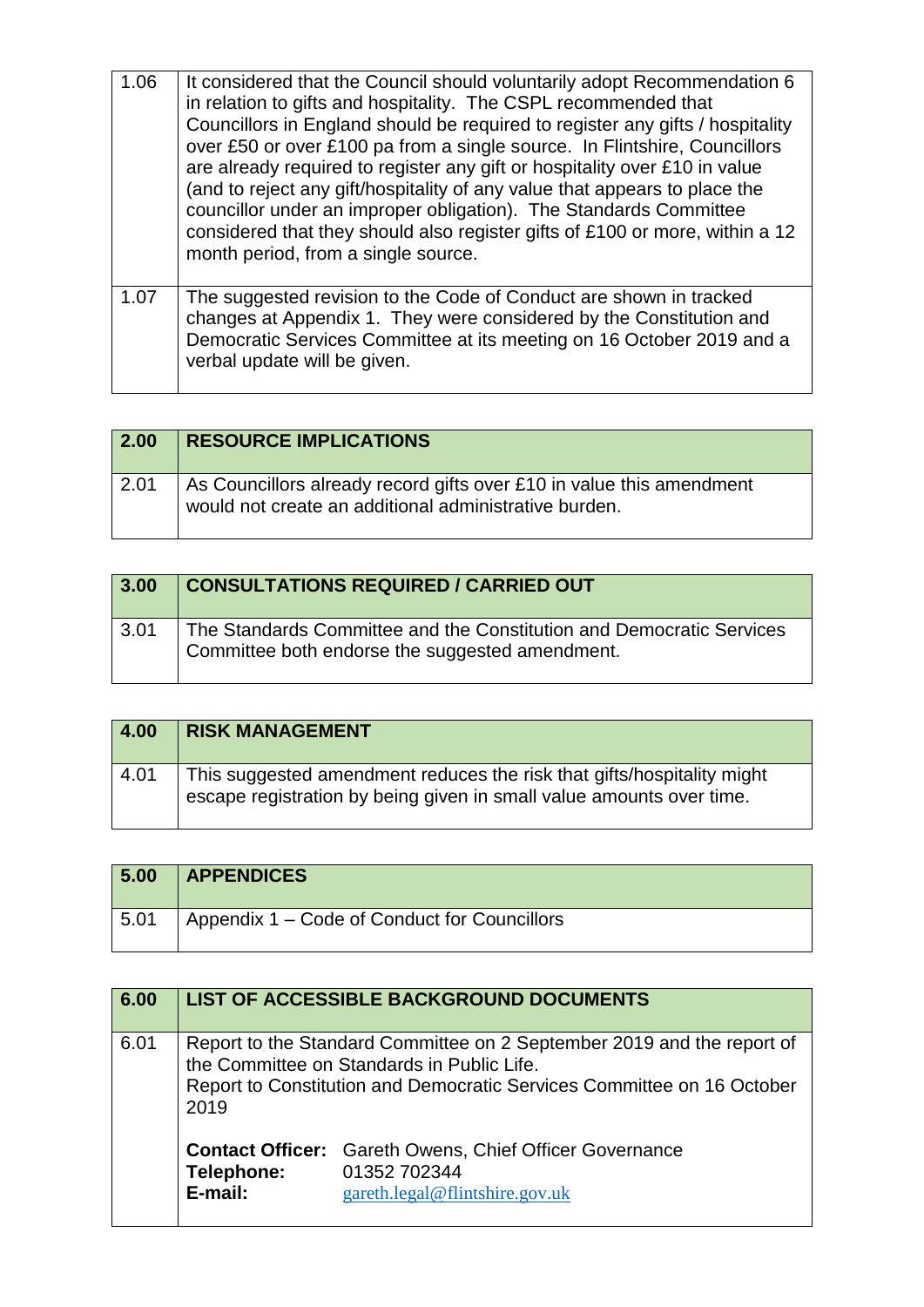| | |
|---|---|
| 1.06 | It considered that the Council should voluntarily adopt Recommendation 6 in relation to gifts and hospitality. The CSPL recommended that Councillors in England should be required to register any gifts / hospitality over £50 or over £100 pa from a single source. In Flintshire, Councillors are already required to register any gift or hospitality over £10 in value (and to reject any gift/hospitality of any value that appears to place the councillor under an improper obligation). The Standards Committee considered that they should also register gifts of £100 or more, within a 12 month period, from a single source. |
| 1.07 | The suggested revision to the Code of Conduct are shown in tracked changes at Appendix 1. They were considered by the Constitution and Democratic Services Committee at its meeting on 16 October 2019 and a verbal update will be given. |

| 2.00 | RESOURCE IMPLICATIONS |
|---|---|
| 2.01 | As Councillors already record gifts over £10 in value this amendment would not create an additional administrative burden. |

| 3.00 | CONSULTATIONS REQUIRED / CARRIED OUT |
|---|---|
| 3.01 | The Standards Committee and the Constitution and Democratic Services Committee both endorse the suggested amendment. |

| 4.00 | RISK MANAGEMENT |
|---|---|
| 4.01 | This suggested amendment reduces the risk that gifts/hospitality might escape registration by being given in small value amounts over time. |

| 5.00 | APPENDICES |
|---|---|
| 5.01 | Appendix 1 – Code of Conduct for Councillors |

| 6.00 | LIST OF ACCESSIBLE BACKGROUND DOCUMENTS |
|---|---|
| 6.01 | Report to the Standard Committee on 2 September 2019 and the report of the Committee on Standards in Public Life.<br>Report to Constitution and Democratic Services Committee on 16 October 2019<br><br>**Contact Officer:** Gareth Owens, Chief Officer Governance<br>**Telephone:** 01352 702344<br>**E-mail:** gareth.legal@flintshire.gov.uk |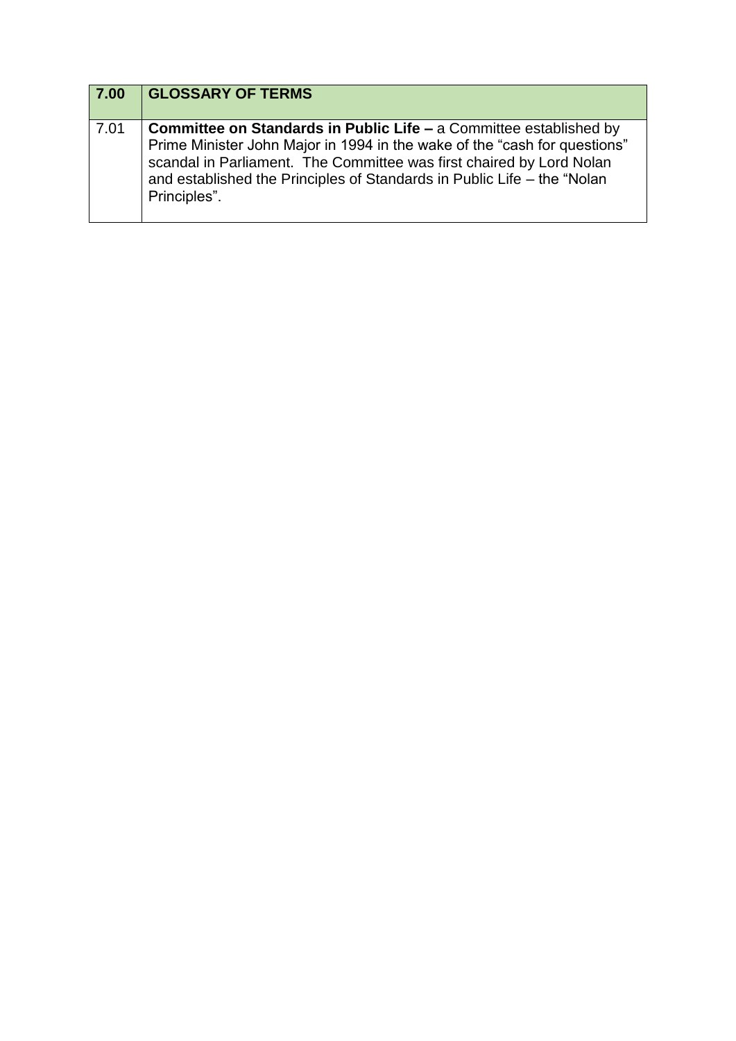| 7.00 | GLOSSARY OF TERMS |
| --- | --- |
| 7.01 | **Committee on Standards in Public Life –** a Committee established by Prime Minister John Major in 1994 in the wake of the "cash for questions" scandal in Parliament. The Committee was first chaired by Lord Nolan and established the Principles of Standards in Public Life – the "Nolan Principles". |